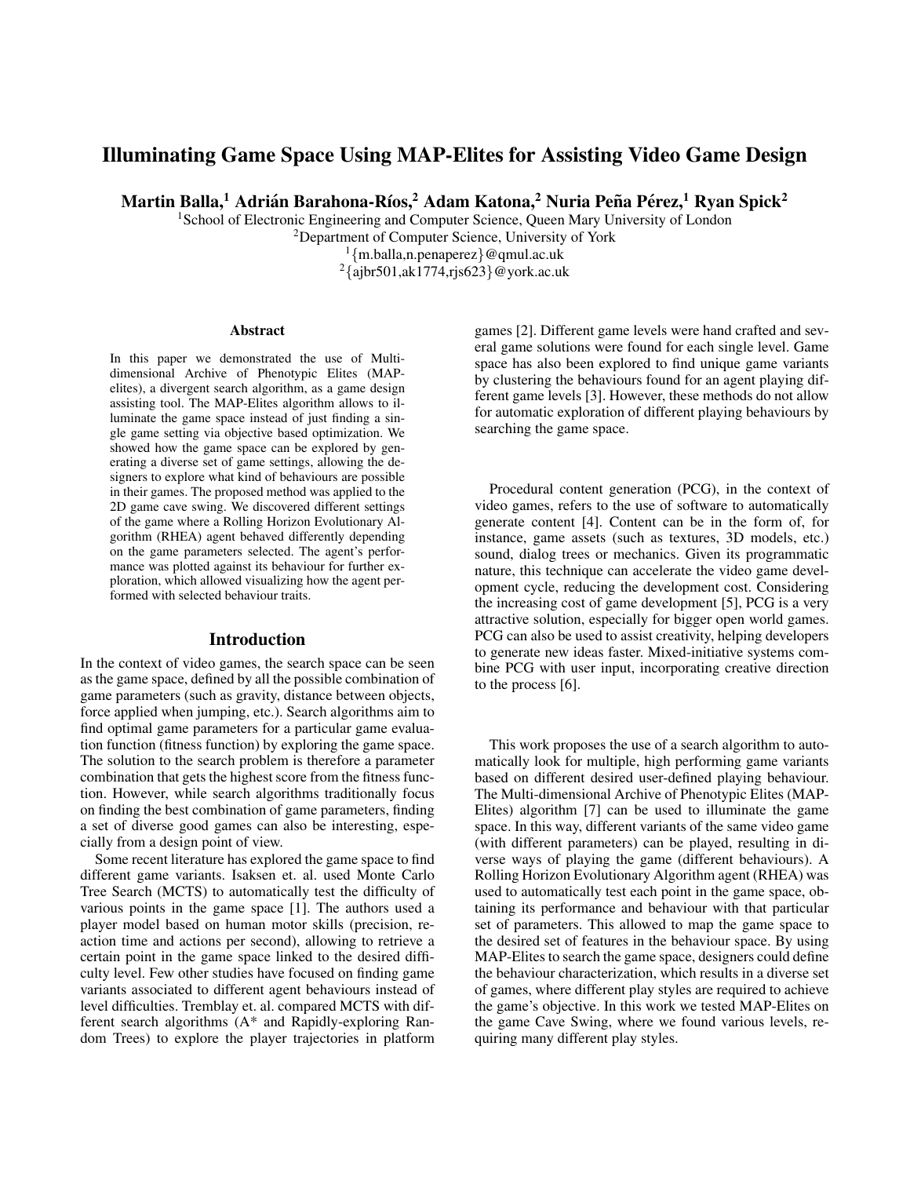# Illuminating Game Space Using MAP-Elites for Assisting Video Game Design

**Martin Balla,[1] Adrián Barahona-Ríos,[2] Adam Katona,[2] Nuria Peña Pérez,[1] Ryan Spick[2]**

[1]School of Electronic Engineering and Computer Science, Queen Mary University of London
[2]Department of Computer Science, University of York
[1]{m.balla,n.penaperez}@qmul.ac.uk
[2]{ajbr501,ak1774,rjs623}@york.ac.uk

## Abstract

In this paper we demonstrated the use of Multi-dimensional Archive of Phenotypic Elites (MAP-elites), a divergent search algorithm, as a game design assisting tool. The MAP-Elites algorithm allows to illuminate the game space instead of just finding a single game setting via objective based optimization. We showed how the game space can be explored by generating a diverse set of game settings, allowing the designers to explore what kind of behaviours are possible in their games. The proposed method was applied to the 2D game cave swing. We discovered different settings of the game where a Rolling Horizon Evolutionary Algorithm (RHEA) agent behaved differently depending on the game parameters selected. The agent's performance was plotted against its behaviour for further exploration, which allowed visualizing how the agent performed with selected behaviour traits.

## Introduction

In the context of video games, the search space can be seen as the game space, defined by all the possible combination of game parameters (such as gravity, distance between objects, force applied when jumping, etc.). Search algorithms aim to find optimal game parameters for a particular game evaluation function (fitness function) by exploring the game space. The solution to the search problem is therefore a parameter combination that gets the highest score from the fitness function. However, while search algorithms traditionally focus on finding the best combination of game parameters, finding a set of diverse good games can also be interesting, especially from a design point of view.

Some recent literature has explored the game space to find different game variants. Isaksen et. al. used Monte Carlo Tree Search (MCTS) to automatically test the difficulty of various points in the game space [1]. The authors used a player model based on human motor skills (precision, reaction time and actions per second), allowing to retrieve a certain point in the game space linked to the desired difficulty level. Few other studies have focused on finding game variants associated to different agent behaviours instead of level difficulties. Tremblay et. al. compared MCTS with different search algorithms (A* and Rapidly-exploring Random Trees) to explore the player trajectories in platform games [2]. Different game levels were hand crafted and several game solutions were found for each single level. Game space has also been explored to find unique game variants by clustering the behaviours found for an agent playing different game levels [3]. However, these methods do not allow for automatic exploration of different playing behaviours by searching the game space.

Procedural content generation (PCG), in the context of video games, refers to the use of software to automatically generate content [4]. Content can be in the form of, for instance, game assets (such as textures, 3D models, etc.) sound, dialog trees or mechanics. Given its programmatic nature, this technique can accelerate the video game development cycle, reducing the development cost. Considering the increasing cost of game development [5], PCG is a very attractive solution, especially for bigger open world games. PCG can also be used to assist creativity, helping developers to generate new ideas faster. Mixed-initiative systems combine PCG with user input, incorporating creative direction to the process [6].

This work proposes the use of a search algorithm to automatically look for multiple, high performing game variants based on different desired user-defined playing behaviour. The Multi-dimensional Archive of Phenotypic Elites (MAP-Elites) algorithm [7] can be used to illuminate the game space. In this way, different variants of the same video game (with different parameters) can be played, resulting in diverse ways of playing the game (different behaviours). A Rolling Horizon Evolutionary Algorithm agent (RHEA) was used to automatically test each point in the game space, obtaining its performance and behaviour with that particular set of parameters. This allowed to map the game space to the desired set of features in the behaviour space. By using MAP-Elites to search the game space, designers could define the behaviour characterization, which results in a diverse set of games, where different play styles are required to achieve the game's objective. In this work we tested MAP-Elites on the game Cave Swing, where we found various levels, requiring many different play styles.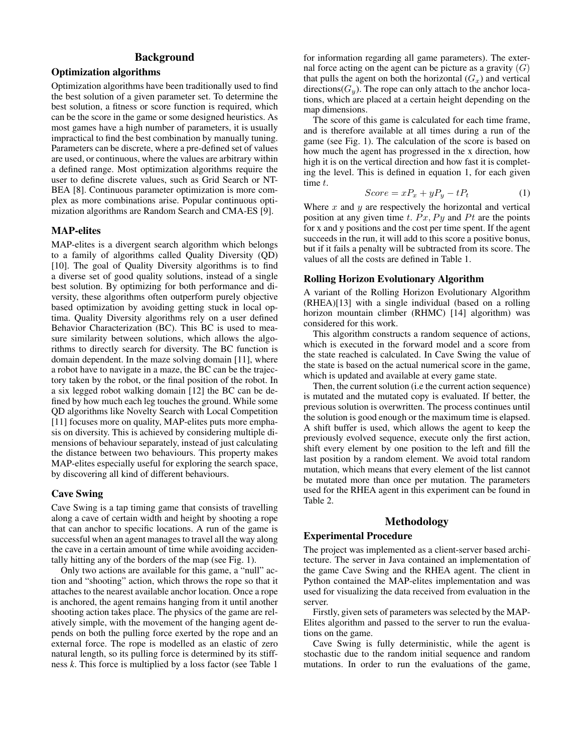# Background

## Optimization algorithms

Optimization algorithms have been traditionally used to find the best solution of a given parameter set. To determine the best solution, a fitness or score function is required, which can be the score in the game or some designed heuristics. As most games have a high number of parameters, it is usually impractical to find the best combination by manually tuning. Parameters can be discrete, where a pre-defined set of values are used, or continuous, where the values are arbitrary within a defined range. Most optimization algorithms require the user to define discrete values, such as Grid Search or NT-BEA [8]. Continuous parameter optimization is more complex as more combinations arise. Popular continuous optimization algorithms are Random Search and CMA-ES [9].

## MAP-elites

MAP-elites is a divergent search algorithm which belongs to a family of algorithms called Quality Diversity (QD) [10]. The goal of Quality Diversity algorithms is to find a diverse set of good quality solutions, instead of a single best solution. By optimizing for both performance and diversity, these algorithms often outperform purely objective based optimization by avoiding getting stuck in local optima. Quality Diversity algorithms rely on a user defined Behavior Characterization (BC). This BC is used to measure similarity between solutions, which allows the algorithms to directly search for diversity. The BC function is domain dependent. In the maze solving domain [11], where a robot have to navigate in a maze, the BC can be the trajectory taken by the robot, or the final position of the robot. In a six legged robot walking domain [12] the BC can be defined by how much each leg touches the ground. While some QD algorithms like Novelty Search with Local Competition [11] focuses more on quality, MAP-elites puts more emphasis on diversity. This is achieved by considering multiple dimensions of behaviour separately, instead of just calculating the distance between two behaviours. This property makes MAP-elites especially useful for exploring the search space, by discovering all kind of different behaviours.

## Cave Swing

Cave Swing is a tap timing game that consists of travelling along a cave of certain width and height by shooting a rope that can anchor to specific locations. A run of the game is successful when an agent manages to travel all the way along the cave in a certain amount of time while avoiding accidentally hitting any of the borders of the map (see Fig. 1).

Only two actions are available for this game, a "null" action and "shooting" action, which throws the rope so that it attaches to the nearest available anchor location. Once a rope is anchored, the agent remains hanging from it until another shooting action takes place. The physics of the game are relatively simple, with the movement of the hanging agent depends on both the pulling force exerted by the rope and an external force. The rope is modelled as an elastic of zero natural length, so its pulling force is determined by its stiffness *k*. This force is multiplied by a loss factor (see Table 1 for information regarding all game parameters). The external force acting on the agent can be picture as a gravity $(G)$ that pulls the agent on both the horizontal $(G_x)$ and vertical directions$(G_y)$. The rope can only attach to the anchor locations, which are placed at a certain height depending on the map dimensions.

The score of this game is calculated for each time frame, and is therefore available at all times during a run of the game (see Fig. 1). The calculation of the score is based on how much the agent has progressed in the x direction, how high it is on the vertical direction and how fast it is completing the level. This is defined in equation 1, for each given time $t$.

$$Score = xP_x + yP_y - tP_t \tag{1}$$

Where $x$ and $y$ are respectively the horizontal and vertical position at any given time $t$. $Px$, $Py$ and $Pt$ are the points for x and y positions and the cost per time spent. If the agent succeeds in the run, it will add to this score a positive bonus, but if it fails a penalty will be subtracted from its score. The values of all the costs are defined in Table 1.

## Rolling Horizon Evolutionary Algorithm

A variant of the Rolling Horizon Evolutionary Algorithm (RHEA)[13] with a single individual (based on a rolling horizon mountain climber (RHMC) [14] algorithm) was considered for this work.

This algorithm constructs a random sequence of actions, which is executed in the forward model and a score from the state reached is calculated. In Cave Swing the value of the state is based on the actual numerical score in the game, which is updated and available at every game state.

Then, the current solution (i.e the current action sequence) is mutated and the mutated copy is evaluated. If better, the previous solution is overwritten. The process continues until the solution is good enough or the maximum time is elapsed. A shift buffer is used, which allows the agent to keep the previously evolved sequence, execute only the first action, shift every element by one position to the left and fill the last position by a random element. We avoid total random mutation, which means that every element of the list cannot be mutated more than once per mutation. The parameters used for the RHEA agent in this experiment can be found in Table 2.

# Methodology

## Experimental Procedure

The project was implemented as a client-server based architecture. The server in Java contained an implementation of the game Cave Swing and the RHEA agent. The client in Python contained the MAP-elites implementation and was used for visualizing the data received from evaluation in the server.

Firstly, given sets of parameters was selected by the MAP-Elites algorithm and passed to the server to run the evaluations on the game.

Cave Swing is fully deterministic, while the agent is stochastic due to the random initial sequence and random mutations. In order to run the evaluations of the game,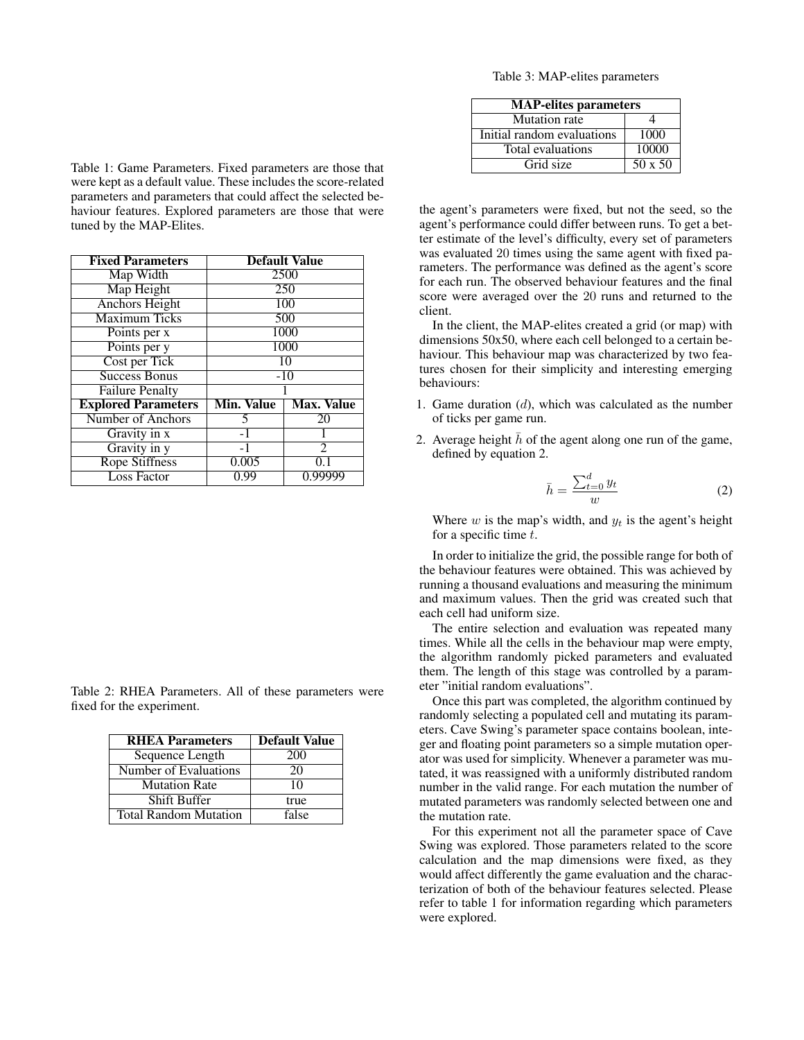Table 1: Game Parameters. Fixed parameters are those that were kept as a default value. These includes the score-related parameters and parameters that could affect the selected behaviour features. Explored parameters are those that were tuned by the MAP-Elites.

| **Fixed Parameters** | **Default Value** | |
|---|---|---|
| Map Width | 2500 | |
| Map Height | 250 | |
| Anchors Height | 100 | |
| Maximum Ticks | 500 | |
| Points per x | 1000 | |
| Points per y | 1000 | |
| Cost per Tick | 10 | |
| Success Bonus | -10 | |
| Failure Penalty | 1 | |
| **Explored Parameters** | **Min. Value** | **Max. Value** |
| Number of Anchors | 5 | 20 |
| Gravity in x | -1 | 1 |
| Gravity in y | -1 | 2 |
| Rope Stiffness | 0.005 | 0.1 |
| Loss Factor | 0.99 | 0.99999 |

Table 2: RHEA Parameters. All of these parameters were fixed for the experiment.

| **RHEA Parameters** | **Default Value** |
|---|---|
| Sequence Length | 200 |
| Number of Evaluations | 20 |
| Mutation Rate | 10 |
| Shift Buffer | true |
| Total Random Mutation | false |

Table 3: MAP-elites parameters

| **MAP-elites parameters** | |
|---|---|
| Mutation rate | 4 |
| Initial random evaluations | 1000 |
| Total evaluations | 10000 |
| Grid size | 50 x 50 |

the agent's parameters were fixed, but not the seed, so the agent's performance could differ between runs. To get a better estimate of the level's difficulty, every set of parameters was evaluated 20 times using the same agent with fixed parameters. The performance was defined as the agent's score for each run. The observed behaviour features and the final score were averaged over the 20 runs and returned to the client.

In the client, the MAP-elites created a grid (or map) with dimensions 50x50, where each cell belonged to a certain behaviour. This behaviour map was characterized by two features chosen for their simplicity and interesting emerging behaviours:

1. Game duration ($d$), which was calculated as the number of ticks per game run.
2. Average height $\bar{h}$ of the agent along one run of the game, defined by equation 2.

$$\bar{h} = \frac{\sum_{t=0}^{d} y_t}{w} \tag{2}$$

Where $w$ is the map's width, and $y_t$ is the agent's height for a specific time $t$.

In order to initialize the grid, the possible range for both of the behaviour features were obtained. This was achieved by running a thousand evaluations and measuring the minimum and maximum values. Then the grid was created such that each cell had uniform size.

The entire selection and evaluation was repeated many times. While all the cells in the behaviour map were empty, the algorithm randomly picked parameters and evaluated them. The length of this stage was controlled by a parameter "initial random evaluations".

Once this part was completed, the algorithm continued by randomly selecting a populated cell and mutating its parameters. Cave Swing's parameter space contains boolean, integer and floating point parameters so a simple mutation operator was used for simplicity. Whenever a parameter was mutated, it was reassigned with a uniformly distributed random number in the valid range. For each mutation the number of mutated parameters was randomly selected between one and the mutation rate.

For this experiment not all the parameter space of Cave Swing was explored. Those parameters related to the score calculation and the map dimensions were fixed, as they would affect differently the game evaluation and the characterization of both of the behaviour features selected. Please refer to table 1 for information regarding which parameters were explored.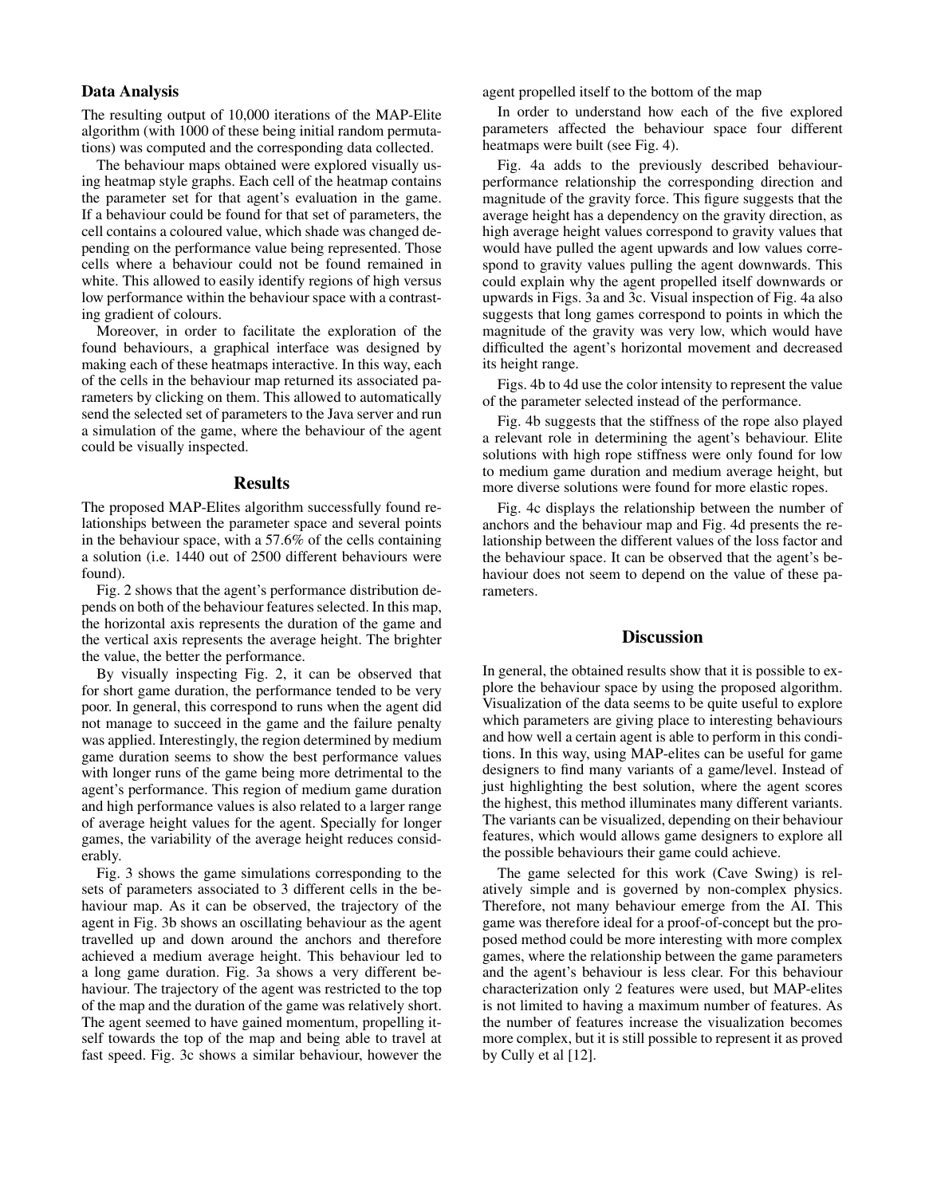## Data Analysis

The resulting output of 10,000 iterations of the MAP-Elite algorithm (with 1000 of these being initial random permutations) was computed and the corresponding data collected.

The behaviour maps obtained were explored visually using heatmap style graphs. Each cell of the heatmap contains the parameter set for that agent's evaluation in the game. If a behaviour could be found for that set of parameters, the cell contains a coloured value, which shade was changed depending on the performance value being represented. Those cells where a behaviour could not be found remained in white. This allowed to easily identify regions of high versus low performance within the behaviour space with a contrasting gradient of colours.

Moreover, in order to facilitate the exploration of the found behaviours, a graphical interface was designed by making each of these heatmaps interactive. In this way, each of the cells in the behaviour map returned its associated parameters by clicking on them. This allowed to automatically send the selected set of parameters to the Java server and run a simulation of the game, where the behaviour of the agent could be visually inspected.

## Results

The proposed MAP-Elites algorithm successfully found relationships between the parameter space and several points in the behaviour space, with a 57.6% of the cells containing a solution (i.e. 1440 out of 2500 different behaviours were found).

Fig. 2 shows that the agent's performance distribution depends on both of the behaviour features selected. In this map, the horizontal axis represents the duration of the game and the vertical axis represents the average height. The brighter the value, the better the performance.

By visually inspecting Fig. 2, it can be observed that for short game duration, the performance tended to be very poor. In general, this correspond to runs when the agent did not manage to succeed in the game and the failure penalty was applied. Interestingly, the region determined by medium game duration seems to show the best performance values with longer runs of the game being more detrimental to the agent's performance. This region of medium game duration and high performance values is also related to a larger range of average height values for the agent. Specially for longer games, the variability of the average height reduces considerably.

Fig. 3 shows the game simulations corresponding to the sets of parameters associated to 3 different cells in the behaviour map. As it can be observed, the trajectory of the agent in Fig. 3b shows an oscillating behaviour as the agent travelled up and down around the anchors and therefore achieved a medium average height. This behaviour led to a long game duration. Fig. 3a shows a very different behaviour. The trajectory of the agent was restricted to the top of the map and the duration of the game was relatively short. The agent seemed to have gained momentum, propelling itself towards the top of the map and being able to travel at fast speed. Fig. 3c shows a similar behaviour, however the agent propelled itself to the bottom of the map

In order to understand how each of the five explored parameters affected the behaviour space four different heatmaps were built (see Fig. 4).

Fig. 4a adds to the previously described behaviour-performance relationship the corresponding direction and magnitude of the gravity force. This figure suggests that the average height has a dependency on the gravity direction, as high average height values correspond to gravity values that would have pulled the agent upwards and low values correspond to gravity values pulling the agent downwards. This could explain why the agent propelled itself downwards or upwards in Figs. 3a and 3c. Visual inspection of Fig. 4a also suggests that long games correspond to points in which the magnitude of the gravity was very low, which would have difficulted the agent's horizontal movement and decreased its height range.

Figs. 4b to 4d use the color intensity to represent the value of the parameter selected instead of the performance.

Fig. 4b suggests that the stiffness of the rope also played a relevant role in determining the agent's behaviour. Elite solutions with high rope stiffness were only found for low to medium game duration and medium average height, but more diverse solutions were found for more elastic ropes.

Fig. 4c displays the relationship between the number of anchors and the behaviour map and Fig. 4d presents the relationship between the different values of the loss factor and the behaviour space. It can be observed that the agent's behaviour does not seem to depend on the value of these parameters.

## Discussion

In general, the obtained results show that it is possible to explore the behaviour space by using the proposed algorithm. Visualization of the data seems to be quite useful to explore which parameters are giving place to interesting behaviours and how well a certain agent is able to perform in this conditions. In this way, using MAP-elites can be useful for game designers to find many variants of a game/level. Instead of just highlighting the best solution, where the agent scores the highest, this method illuminates many different variants. The variants can be visualized, depending on their behaviour features, which would allows game designers to explore all the possible behaviours their game could achieve.

The game selected for this work (Cave Swing) is relatively simple and is governed by non-complex physics. Therefore, not many behaviour emerge from the AI. This game was therefore ideal for a proof-of-concept but the proposed method could be more interesting with more complex games, where the relationship between the game parameters and the agent's behaviour is less clear. For this behaviour characterization only 2 features were used, but MAP-elites is not limited to having a maximum number of features. As the number of features increase the visualization becomes more complex, but it is still possible to represent it as proved by Cully et al [12].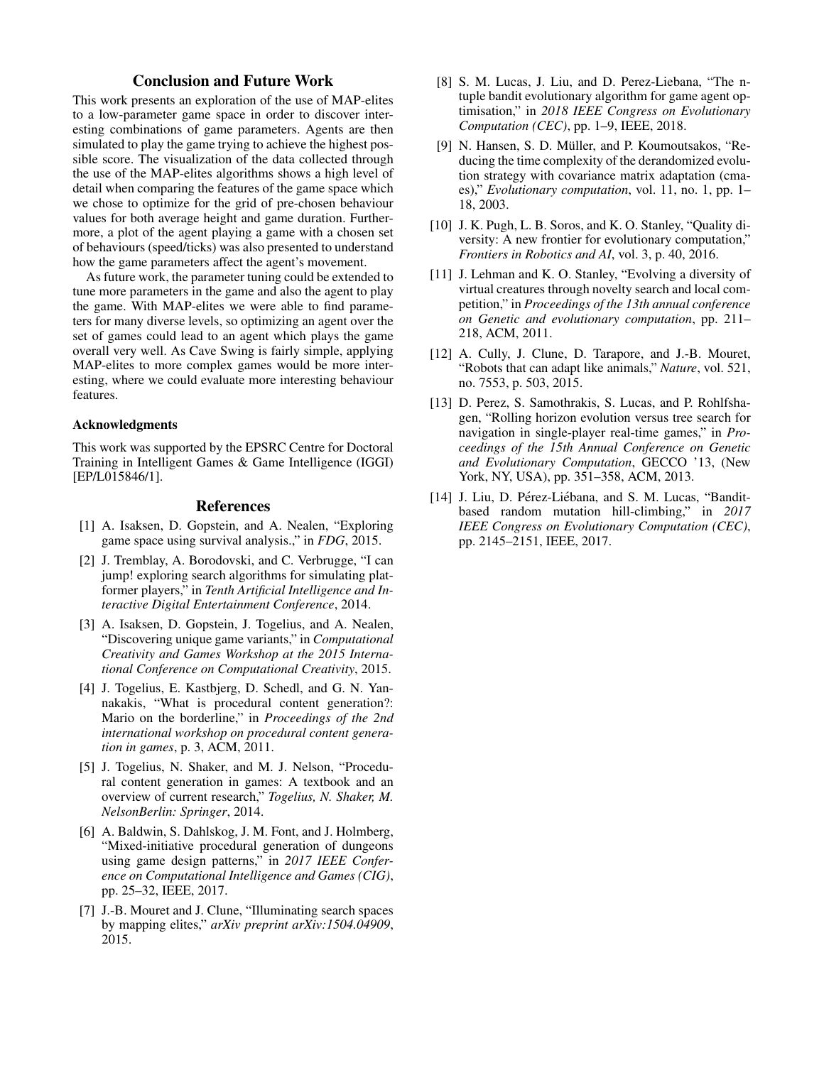## Conclusion and Future Work

This work presents an exploration of the use of MAP-elites to a low-parameter game space in order to discover interesting combinations of game parameters. Agents are then simulated to play the game trying to achieve the highest possible score. The visualization of the data collected through the use of the MAP-elites algorithms shows a high level of detail when comparing the features of the game space which we chose to optimize for the grid of pre-chosen behaviour values for both average height and game duration. Furthermore, a plot of the agent playing a game with a chosen set of behaviours (speed/ticks) was also presented to understand how the game parameters affect the agent's movement.

As future work, the parameter tuning could be extended to tune more parameters in the game and also the agent to play the game. With MAP-elites we were able to find parameters for many diverse levels, so optimizing an agent over the set of games could lead to an agent which plays the game overall very well. As Cave Swing is fairly simple, applying MAP-elites to more complex games would be more interesting, where we could evaluate more interesting behaviour features.

### Acknowledgments

This work was supported by the EPSRC Centre for Doctoral Training in Intelligent Games & Game Intelligence (IGGI) [EP/L015846/1].

## References

[1] A. Isaksen, D. Gopstein, and A. Nealen, "Exploring game space using survival analysis.," in *FDG*, 2015.

[2] J. Tremblay, A. Borodovski, and C. Verbrugge, "I can jump! exploring search algorithms for simulating platformer players," in *Tenth Artificial Intelligence and Interactive Digital Entertainment Conference*, 2014.

[3] A. Isaksen, D. Gopstein, J. Togelius, and A. Nealen, "Discovering unique game variants," in *Computational Creativity and Games Workshop at the 2015 International Conference on Computational Creativity*, 2015.

[4] J. Togelius, E. Kastbjerg, D. Schedl, and G. N. Yannakakis, "What is procedural content generation?: Mario on the borderline," in *Proceedings of the 2nd international workshop on procedural content generation in games*, p. 3, ACM, 2011.

[5] J. Togelius, N. Shaker, and M. J. Nelson, "Procedural content generation in games: A textbook and an overview of current research," *Togelius, N. Shaker, M. NelsonBerlin: Springer*, 2014.

[6] A. Baldwin, S. Dahlskog, J. M. Font, and J. Holmberg, "Mixed-initiative procedural generation of dungeons using game design patterns," in *2017 IEEE Conference on Computational Intelligence and Games (CIG)*, pp. 25–32, IEEE, 2017.

[7] J.-B. Mouret and J. Clune, "Illuminating search spaces by mapping elites," *arXiv preprint arXiv:1504.04909*, 2015.

[8] S. M. Lucas, J. Liu, and D. Perez-Liebana, "The n-tuple bandit evolutionary algorithm for game agent optimisation," in *2018 IEEE Congress on Evolutionary Computation (CEC)*, pp. 1–9, IEEE, 2018.

[9] N. Hansen, S. D. Müller, and P. Koumoutsakos, "Reducing the time complexity of the derandomized evolution strategy with covariance matrix adaptation (cma-es)," *Evolutionary computation*, vol. 11, no. 1, pp. 1–18, 2003.

[10] J. K. Pugh, L. B. Soros, and K. O. Stanley, "Quality diversity: A new frontier for evolutionary computation," *Frontiers in Robotics and AI*, vol. 3, p. 40, 2016.

[11] J. Lehman and K. O. Stanley, "Evolving a diversity of virtual creatures through novelty search and local competition," in *Proceedings of the 13th annual conference on Genetic and evolutionary computation*, pp. 211–218, ACM, 2011.

[12] A. Cully, J. Clune, D. Tarapore, and J.-B. Mouret, "Robots that can adapt like animals," *Nature*, vol. 521, no. 7553, p. 503, 2015.

[13] D. Perez, S. Samothrakis, S. Lucas, and P. Rohlfshagen, "Rolling horizon evolution versus tree search for navigation in single-player real-time games," in *Proceedings of the 15th Annual Conference on Genetic and Evolutionary Computation*, GECCO '13, (New York, NY, USA), pp. 351–358, ACM, 2013.

[14] J. Liu, D. Pérez-Liébana, and S. M. Lucas, "Bandit-based random mutation hill-climbing," in *2017 IEEE Congress on Evolutionary Computation (CEC)*, pp. 2145–2151, IEEE, 2017.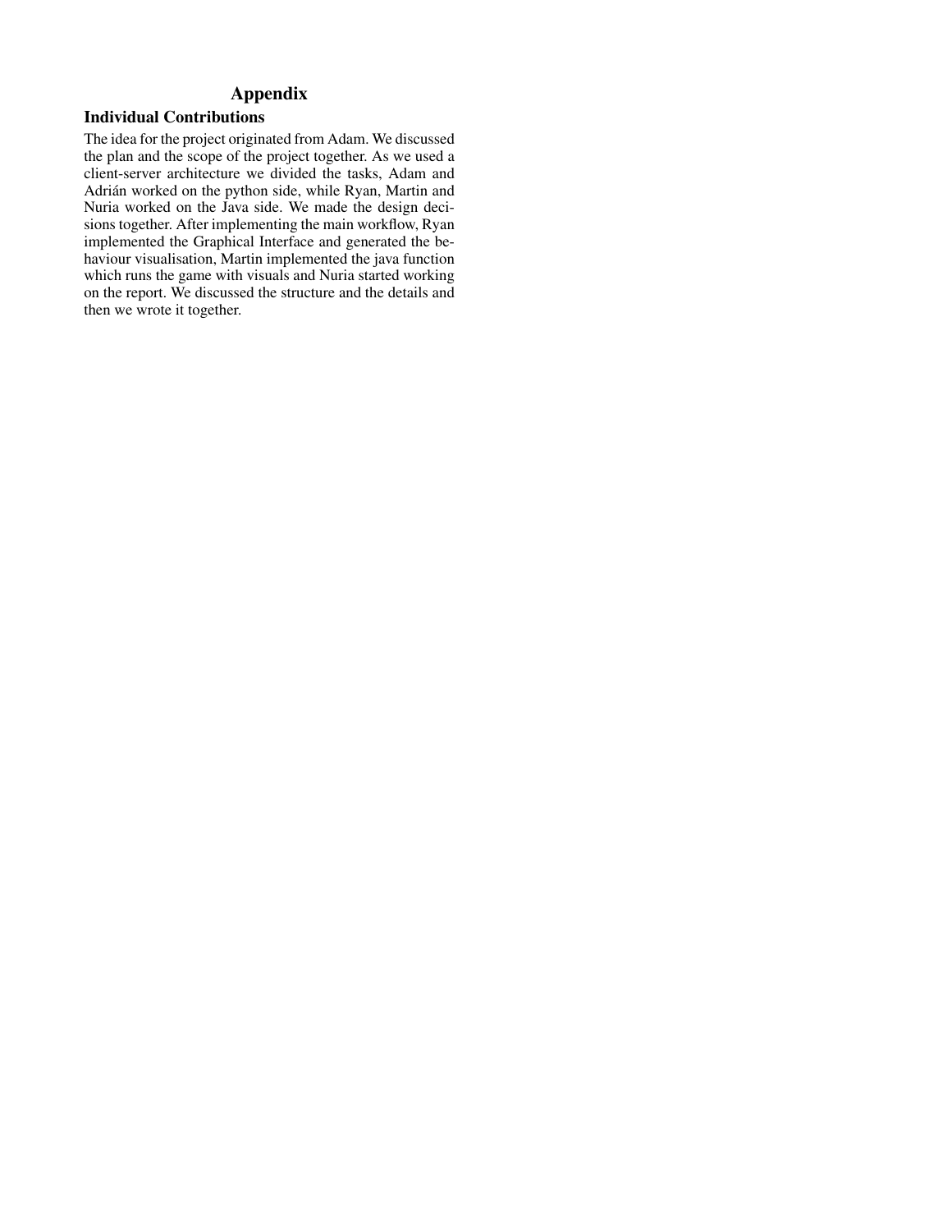# Appendix

## Individual Contributions

The idea for the project originated from Adam. We discussed the plan and the scope of the project together. As we used a client-server architecture we divided the tasks, Adam and Adrián worked on the python side, while Ryan, Martin and Nuria worked on the Java side. We made the design decisions together. After implementing the main workflow, Ryan implemented the Graphical Interface and generated the behaviour visualisation, Martin implemented the java function which runs the game with visuals and Nuria started working on the report. We discussed the structure and the details and then we wrote it together.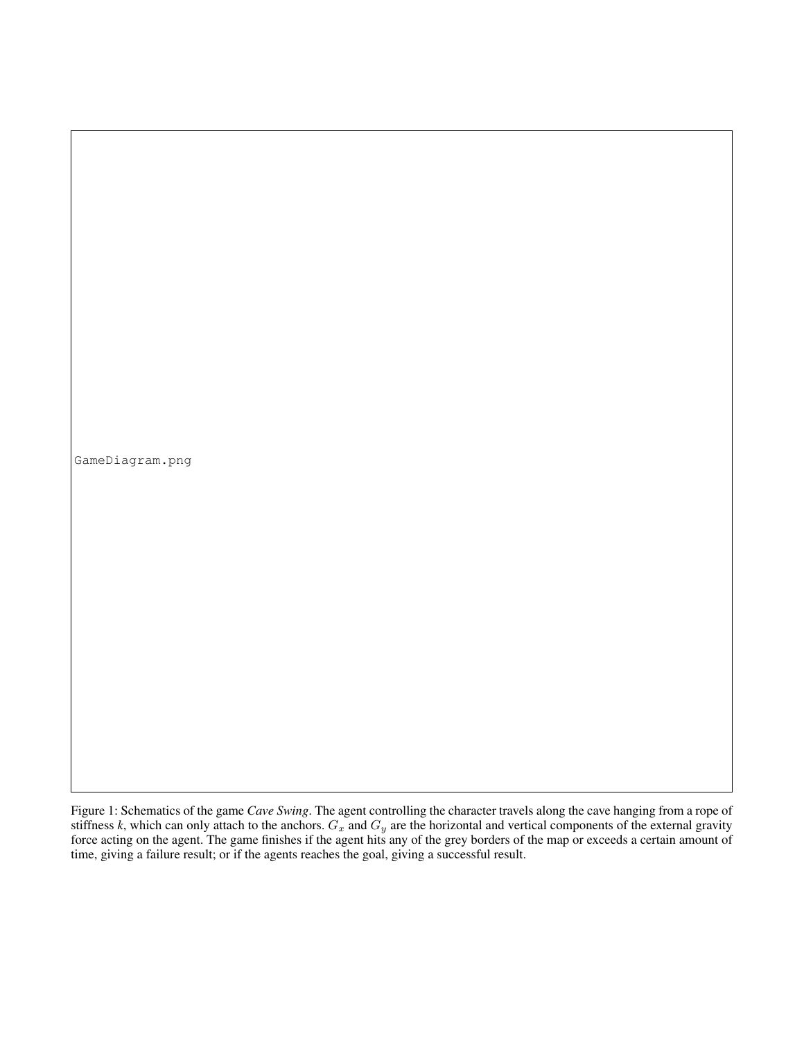GameDiagram.png

Figure 1: Schematics of the game *Cave Swing*. The agent controlling the character travels along the cave hanging from a rope of stiffness *k*, which can only attach to the anchors. $G_x$ and $G_y$ are the horizontal and vertical components of the external gravity force acting on the agent. The game finishes if the agent hits any of the grey borders of the map or exceeds a certain amount of time, giving a failure result; or if the agents reaches the goal, giving a successful result.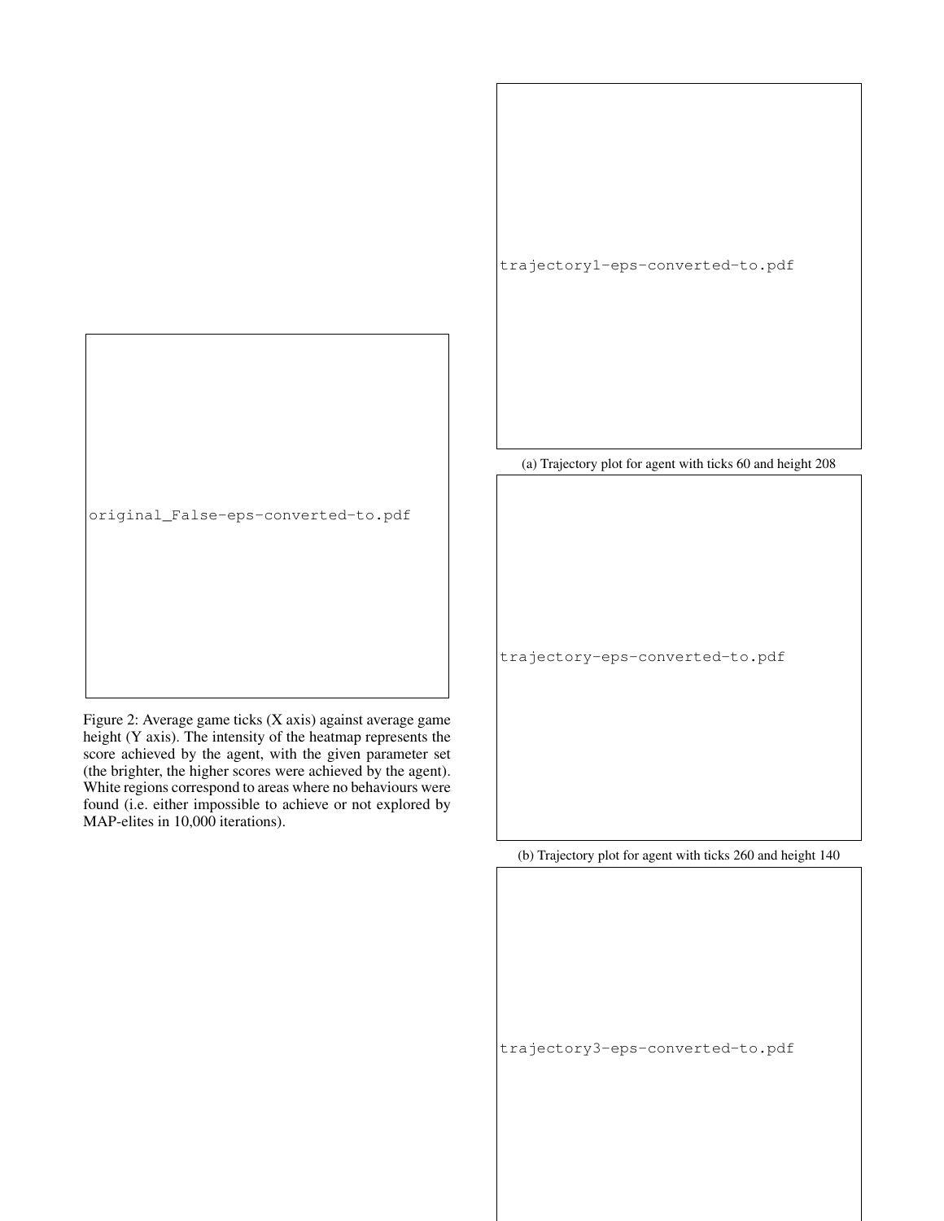original_False-eps-converted-to.pdf

Figure 2: Average game ticks (X axis) against average game height (Y axis). The intensity of the heatmap represents the score achieved by the agent, with the given parameter set (the brighter, the higher scores were achieved by the agent). White regions correspond to areas where no behaviours were found (i.e. either impossible to achieve or not explored by MAP-elites in 10,000 iterations).

trajectory1-eps-converted-to.pdf

(a) Trajectory plot for agent with ticks 60 and height 208

trajectory-eps-converted-to.pdf

(b) Trajectory plot for agent with ticks 260 and height 140

trajectory3-eps-converted-to.pdf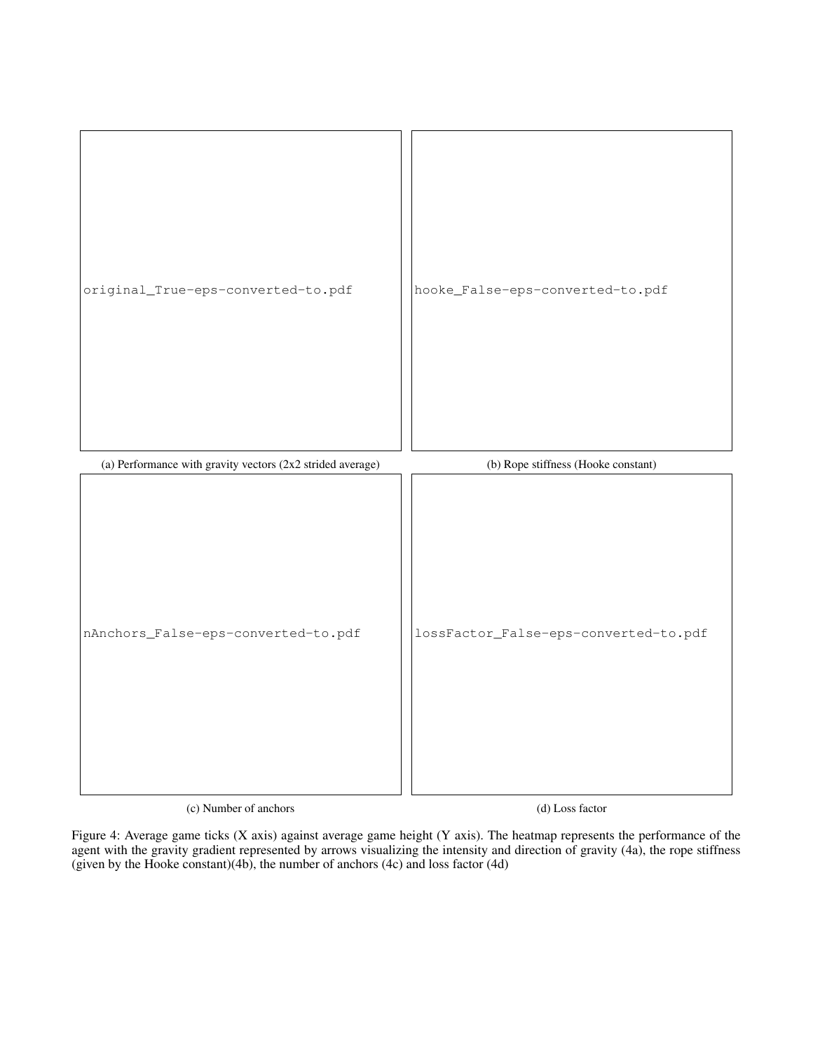original_True-eps-converted-to.pdf

(a) Performance with gravity vectors (2x2 strided average)

hooke_False-eps-converted-to.pdf

(b) Rope stiffness (Hooke constant)

nAnchors_False-eps-converted-to.pdf

(c) Number of anchors

lossFactor_False-eps-converted-to.pdf

(d) Loss factor

Figure 4: Average game ticks (X axis) against average game height (Y axis). The heatmap represents the performance of the agent with the gravity gradient represented by arrows visualizing the intensity and direction of gravity (4a), the rope stiffness (given by the Hooke constant)(4b), the number of anchors (4c) and loss factor (4d)